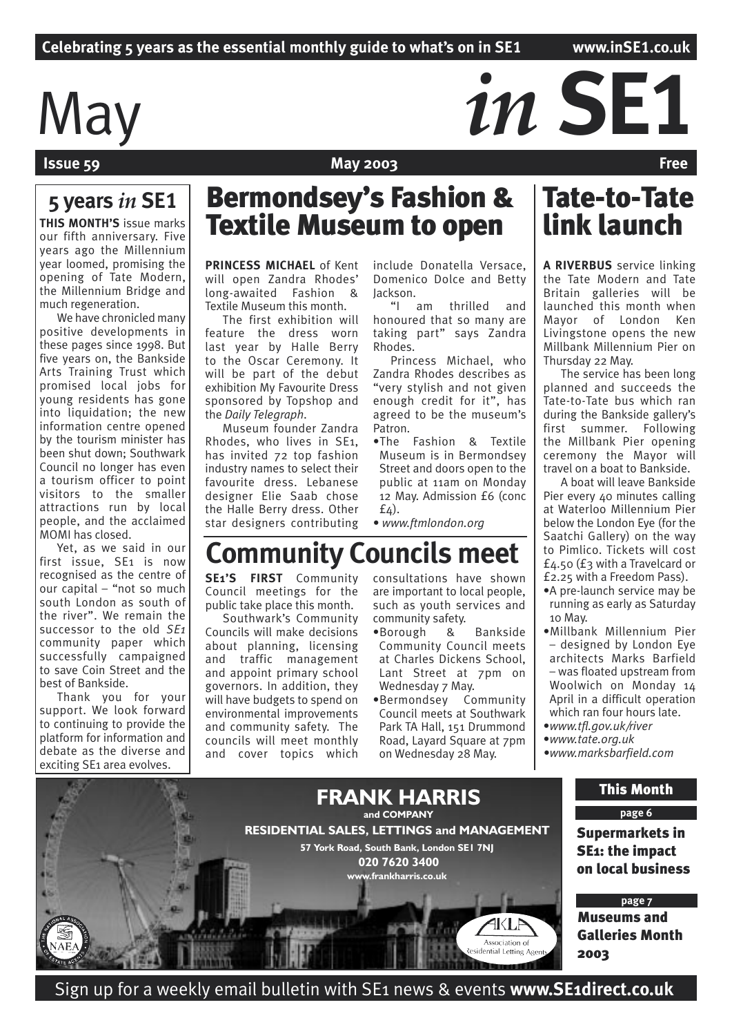Celebrating 5 years as the essential monthly guide to what's on in SE1 www.inSE1.co.uk

# May *in* SE1

**Issue 59** **May 2003** **Free**

## 5 years *in* SE1

**THIS MONTH'S** issue marks our fifth anniversary. Five years ago the Millennium year loomed, promising the opening of Tate Modern, the Millennium Bridge and much regeneration.

We have chronicled many positive developments in these pages since 1998. But five years on, the Bankside Arts Training Trust which promised local jobs for young residents has gone into liquidation; the new information centre opened by the tourism minister has been shut down; Southwark Council no longer has even a tourism officer to point visitors to the smaller attractions run by local people, and the acclaimed MOMI has closed.

Yet, as we said in our first issue, SE1 is now recognised as the centre of our capital – "not so much south London as south of the river". We remain the successor to the old *SE1* community paper which successfully campaigned to save Coin Street and the best of Bankside.

Thank you for your support. We look forward to continuing to provide the platform for information and debate as the diverse and exciting SE1 area evolves.

## Bermondsey's Fashion & Textile Museum to open

**PRINCESS MICHAEL** of Kent will open Zandra Rhodes' long-awaited Fashion & Textile Museum this month.

The first exhibition will feature the dress worn last year by Halle Berry to the Oscar Ceremony. It will be part of the debut exhibition My Favourite Dress sponsored by Topshop and the *Daily Telegraph*.

Museum founder Zandra Rhodes, who lives in SE1, has invited 72 top fashion industry names to select their favourite dress. Lebanese designer Elie Saab chose the Halle Berry dress. Other star designers contributing include Donatella Versace, Domenico Dolce and Betty Jackson.

"I am thrilled and honoured that so many are taking part" says Zandra Rhodes.

Princess Michael, who Zandra Rhodes describes as "very stylish and not given enough credit for it", has agreed to be the museum's Patron.

- The Fashion & Textile Museum is in Bermondsey Street and doors open to the public at 11am on Monday 12 May. Admission £6 (conc £4).
- *www.ftmlondon.org*

## Community Councils meet

**SE1'S FIRST** Community Council meetings for the public take place this month.

Southwark's Community Councils will make decisions about planning, licensing and traffic management and appoint primary school governors. In addition, they will have budgets to spend on environmental improvements and community safety. The councils will meet monthly and cover topics which consultations have shown are important to local people, such as youth services and community safety.

- Borough & Bankside Community Council meets at Charles Dickens School, Lant Street at 7pm on Wednesday 7 May.
- Bermondsey Community Council meets at Southwark Park TA Hall, 151 Drummond Road, Layard Square at 7pm on Wednesday 28 May.

## Tate-to-Tate link launch

**A RIVERBUS** service linking the Tate Modern and Tate Britain galleries will be launched this month when Mayor of London Ken Livingstone opens the new Millbank Millennium Pier on Thursday 22 May.

The service has been long planned and succeeds the Tate-to-Tate bus which ran during the Bankside gallery's first summer. Following the Millbank Pier opening ceremony the Mayor will travel on a boat to Bankside.

A boat will leave Bankside Pier every 40 minutes calling at Waterloo Millennium Pier below the London Eye (for the Saatchi Gallery) on the way to Pimlico. Tickets will cost £4.50 (£3 with a Travelcard or £2.25 with a Freedom Pass).

- A pre-launch service may be running as early as Saturday 10 May.
- Millbank Millennium Pier – designed by London Eye architects Marks Barfield – was floated upstream from Woolwich on Monday 14 April in a difficult operation which ran four hours late.
- *www.tfl.gov.uk/river*
- *www.tate.org.uk*
- *www.marksbarfield.com*

**FRANK HARRIS and COMPANY**
**RESIDENTIAL SALES, LETTINGS and MANAGEMENT**
**57 York Road, South Bank, London SE1 7NJ**
**020 7620 3400**
**www.frankharris.co.uk**

### This Month

**page 6**
**Supermarkets in SE1: the impact on local business**

**page 7**
**Museums and Galleries Month 2003**

Sign up for a weekly email bulletin with SE1 news & events **www.SE1direct.co.uk**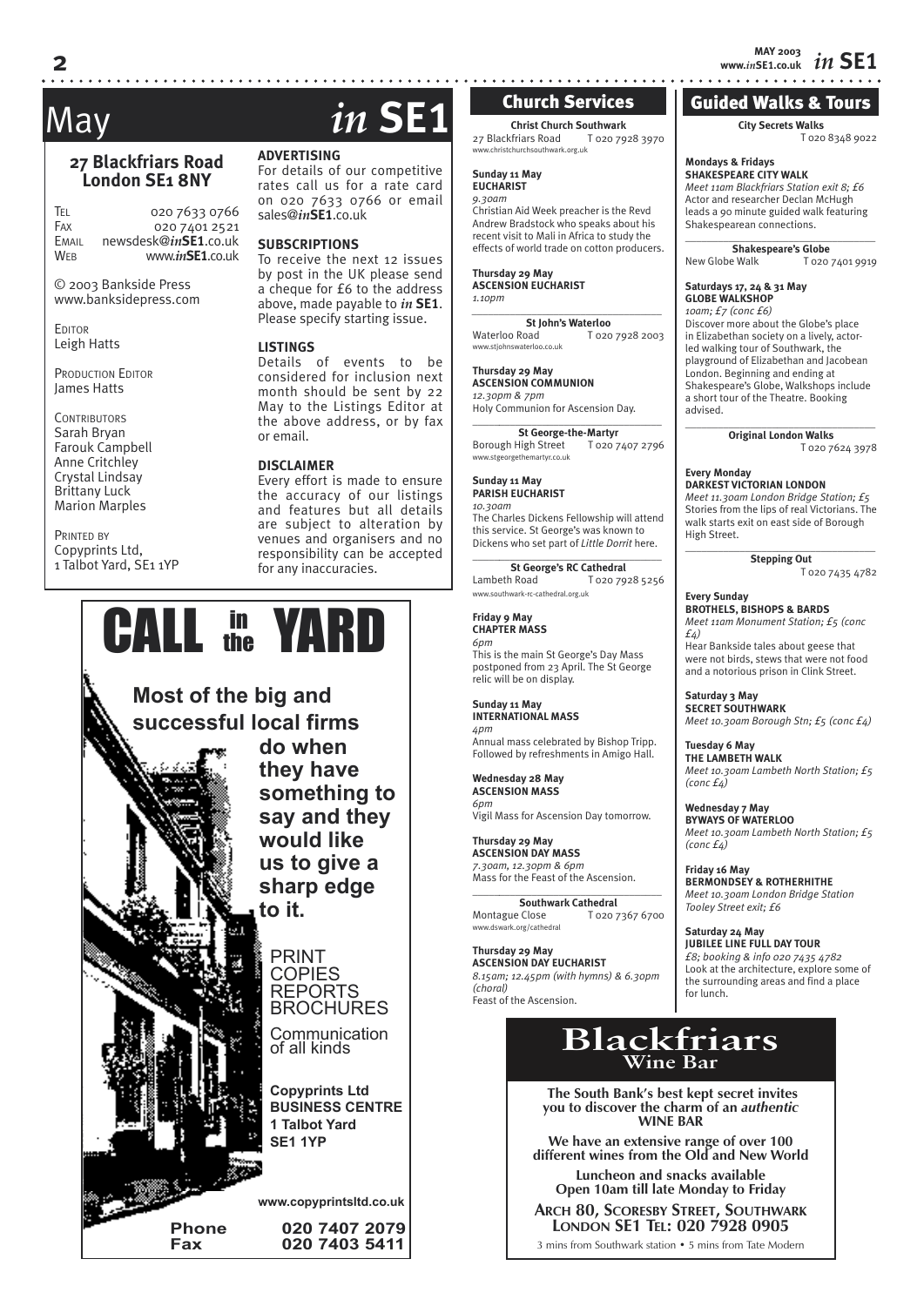# May *in* SE1

**27 Blackfriars Road London SE1 8NY**

Tel 020 7633 0766
Fax 020 7401 2521
Email newsdesk@*in*SE1.co.uk
Web www.*in*SE1.co.uk

© 2003 Bankside Press
www.banksidepress.com

Editor
Leigh Hatts

Production Editor
James Hatts

Contributors
Sarah Bryan
Farouk Campbell
Anne Critchley
Crystal Lindsay
Brittany Luck
Marion Marples

Printed by
Copyprints Ltd,
1 Talbot Yard, SE1 1YP

**ADVERTISING**
For details of our competitive rates call us for a rate card on 020 7633 0766 or email sales@*in*SE1.co.uk

**SUBSCRIPTIONS**
To receive the next 12 issues by post in the UK please send a cheque for £6 to the address above, made payable to *in* SE1. Please specify starting issue.

**LISTINGS**
Details of events to be considered for inclusion next month should be sent by 22 May to the Listings Editor at the above address, or by fax or email.

**DISCLAIMER**
Every effort is made to ensure the accuracy of our listings and features but all details are subject to alteration by venues and organisers and no responsibility can be accepted for any inaccuracies.

## CALL in the YARD

**Most of the big and successful local firms do when they have something to say and they would like us to give a sharp edge to it.**

PRINT
COPIES
REPORTS
BROCHURES

Communication of all kinds

**Copyprints Ltd BUSINESS CENTRE 1 Talbot Yard SE1 1YP**

**www.copyprintsltd.co.uk**

**Phone 020 7407 2079**
**Fax 020 7403 5411**

## Church Services

**Christ Church Southwark**
27 Blackfriars Road T 020 7928 3970
www.christchurchsouthwark.org.uk

**Sunday 11 May**
**EUCHARIST**
*9.30am*
Christian Aid Week preacher is the Revd Andrew Bradstock who speaks about his recent visit to Mali in Africa to study the effects of world trade on cotton producers.

**Thursday 29 May**
**ASCENSION EUCHARIST**
*1.10pm*

**St John's Waterloo**
Waterloo Road T 020 7928 2003
www.stjohnswaterloo.co.uk

**Thursday 29 May**
**ASCENSION COMMUNION**
*12.30pm & 7pm*
Holy Communion for Ascension Day.

**St George-the-Martyr**
Borough High Street T 020 7407 2796
www.stgeorgethemartyr.co.uk

**Sunday 11 May**
**PARISH EUCHARIST**
*10.30am*
The Charles Dickens Fellowship will attend this service. St George's was known to Dickens who set part of *Little Dorrit* here.

**St George's RC Cathedral**
Lambeth Road T 020 7928 5256
www.southwark-rc-cathedral.org.uk

**Friday 9 May**
**CHAPTER MASS**
*6pm*
This is the main St George's Day Mass postponed from 23 April. The St George relic will be on display.

**Sunday 11 May**
**INTERNATIONAL MASS**
*4pm*
Annual mass celebrated by Bishop Tripp. Followed by refreshments in Amigo Hall.

**Wednesday 28 May**
**ASCENSION MASS**
*6pm*
Vigil Mass for Ascension Day tomorrow.

**Thursday 29 May**
**ASCENSION DAY MASS**
*7.30am, 12.30pm & 6pm*
Mass for the Feast of the Ascension.

**Southwark Cathedral**
Montague Close T 020 7367 6700
www.dswark.org/cathedral

**Thursday 29 May**
**ASCENSION DAY EUCHARIST**
*8.15am; 12.45pm (with hymns) & 6.30pm (choral)*
Feast of the Ascension.

## Guided Walks & Tours

**City Secrets Walks**
T 020 8348 9022

**Mondays & Fridays**
**SHAKESPEARE CITY WALK**
*Meet 11am Blackfriars Station exit 8; £6*
Actor and researcher Declan McHugh leads a 90 minute guided walk featuring Shakespearean connections.

**Shakespeare's Globe**
New Globe Walk T 020 7401 9919

**Saturdays 17, 24 & 31 May**
**GLOBE WALKSHOP**
*10am; £7 (conc £6)*
Discover more about the Globe's place in Elizabethan society on a lively, actor-led walking tour of Southwark, the playground of Elizabethan and Jacobean London. Beginning and ending at Shakespeare's Globe, Walkshops include a short tour of the Theatre. Booking advised.

**Original London Walks**
T 020 7624 3978

**Every Monday**
**DARKEST VICTORIAN LONDON**
*Meet 11.30am London Bridge Station; £5*
Stories from the lips of real Victorians. The walk starts exit on east side of Borough High Street.

**Stepping Out**
T 020 7435 4782

**Every Sunday**
**BROTHELS, BISHOPS & BARDS**
*Meet 11am Monument Station; £5 (conc £4)*
Hear Bankside tales about geese that were not birds, stews that were not food and a notorious prison in Clink Street.

**Saturday 3 May**
**SECRET SOUTHWARK**
*Meet 10.30am Borough Stn; £5 (conc £4)*

**Tuesday 6 May**
**THE LAMBETH WALK**
*Meet 10.30am Lambeth North Station; £5 (conc £4)*

**Wednesday 7 May**
**BYWAYS OF WATERLOO**
*Meet 10.30am Lambeth North Station; £5 (conc £4)*

**Friday 16 May**
**BERMONDSEY & ROTHERHITHE**
*Meet 10.30am London Bridge Station Tooley Street exit; £6*

**Saturday 24 May**
**JUBILEE LINE FULL DAY TOUR**
*£8; booking & info 020 7435 4782*
Look at the architecture, explore some of the surrounding areas and find a place for lunch.

## Blackfriars Wine Bar

**The South Bank's best kept secret invites you to discover the charm of an *authentic* WINE BAR**

**We have an extensive range of over 100 different wines from the Old and New World**

**Luncheon and snacks available**
**Open 10am till late Monday to Friday**

**Arch 80, Scoresby Street, Southwark London SE1 Tel: 020 7928 0905**

3 mins from Southwark station • 5 mins from Tate Modern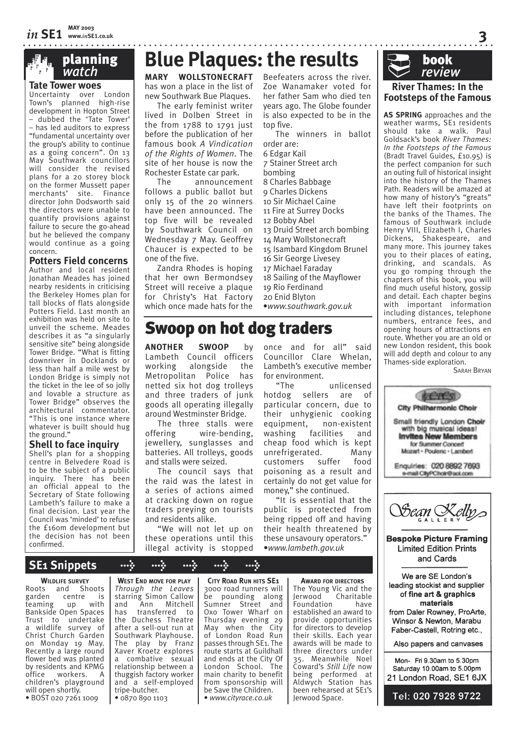## planning *watch*

### Tate Tower woes

Uncertainty over London Town's planned high-rise development in Hopton Street – dubbed the 'Tate Tower' – has led auditors to express "fundamental uncertainty over the group's ability to continue as a going concern". On 13 May Southwark councillors will consider the revised plans for a 20 storey block on the former Mussett paper merchants' site. Finance director John Dodsworth said the directors were unable to quantify provisions against failure to secure the go-ahead but he believed the company would continue as a going concern.

### Potters Field concerns

Author and local resident Jonathan Meades has joined nearby residents in criticising the Berkeley Homes plan for tall blocks of flats alongside Potters Field. Last month an exhibition was held on site to unveil the scheme. Meades describes it as "a singularly sensitive site" being alongside Tower Bridge. "What is fitting downriver in Docklands or less than half a mile west by London Bridge is simply not the ticket in the lee of so jolly and lovable a structure as Tower Bridge" observes the architectural commentator. "This is one instance where whatever is built should hug the ground."

### Shell to face inquiry

Shell's plan for a shopping centre in Belvedere Road is to be the subject of a public inquiry. There has been an official appeal to the Secretary of State following Lambeth's failure to make a final decision. Last year the Council was 'minded' to refuse the £160m development but the decision has not been confirmed.

# Blue Plaques: the results

**MARY WOLLSTONECRAFT** has won a place in the list of new Southwark Bue Plaques.

The early feminist writer lived in Dolben Street in the from 1788 to 1791 just before the publication of her famous book *A Vindication of the Rights of Women*. The site of her house is now the Rochester Estate car park.

The announcement follows a public ballot but only 15 of the 20 winners have been announced. The top five will be revealed by Southwark Council on Wednesday 7 May. Geoffrey Chaucer is expected to be one of the five.

Zandra Rhodes is hoping that her own Bermondsey Street will receive a plaque for Christy's Hat Factory which once made hats for the Beefeaters across the river. Zoe Wanamaker voted for her father Sam who died ten years ago. The Globe founder is also expected to be in the top five.

The winners in ballot order are:

6 Edgar Kail
7 Stainer Street arch bombing
8 Charles Babbage
9 Charles Dickens
10 Sir Michael Caine
11 Fire at Surrey Docks
12 Bobby Abel
13 Druid Street arch bombing
14 Mary Wollstonecraft
15 Isambard Kingdom Brunel
16 Sir George Livesey
17 Michael Faraday
18 Sailing of the Mayflower
19 Rio Ferdinand
20 Enid Blyton

•*www.southwark.gov.uk*

# Swoop on hot dog traders

**ANOTHER SWOOP** by Lambeth Council officers working alongside the Metropolitan Police has netted six hot dog trolleys and three traders of junk goods all operating illegally around Westminster Bridge.

The three stalls were offering wire-bending, jewellery, sunglasses and batteries. All trolleys, goods and stalls were seized.

The council says that the raid was the latest in a series of actions aimed at cracking down on rogue traders preying on tourists and residents alike.

"We will not let up on these operations until this illegal activity is stopped once and for all" said Councillor Clare Whelan, Lambeth's executive member for environment.

"The unlicensed hotdog sellers are of particular concern, due to their unhygienic cooking equipment, non-existent washing facilities and cheap food which is kept unrefrigerated. Many customers suffer food poisoning as a result and certainly do not get value for money," she continued.

"It is essential that the public is protected from being ripped off and having their health threatened by these unsavoury operators."

•*www.lambeth.gov.uk*

## book *review*

### River Thames: In the Footsteps of the Famous

**AS SPRING** approaches and the weather warms, SE1 residents should take a walk. Paul Goldsack's book *River Thames: In the Footsteps of the Famous* (Bradt Travel Guides, £10.95) is the perfect companion for such an outing full of historical insight into the history of the Thames Path. Readers will be amazed at how many of history's "greats" have left their footprints on the banks of the Thames. The famous of Southwark include Henry VIII, Elizabeth I, Charles Dickens, Shakespeare, and many more. This journey takes you to their places of eating, drinking, and scandals. As you go romping through the chapters of this book, you will find much useful history, gossip and detail. Each chapter begins with important information including distances, telephone numbers, entrance fees, and opening hours of attractions en route. Whether you are an old or new London resident, this book will add depth and colour to any Thames-side exploration.

SARAH BRYAN

City Philharmonic Choir

Small friendly London Choir with big musical ideas!
**Invites New Members** for Summer Concert
Mozart • Poulenc • Lambert

Enquiries: 020 8892 7693
e-mail CityPChoir@aol.com

Sean Kelly GALLERY

**Bespoke Picture Framing**
Limited Edition Prints and Cards

We are SE London's leading stockist and supplier of **fine art & graphics materials** from Daler Rowney, ProArte, Winsor & Newton, Marabu Faber-Castell, Rotring etc.,

Also papers and canvases

Mon- Fri 9.30am to 5.30pm
Saturday 10.00am to 5.00pm
21 London Road, SE1 6JX

Tel: 020 7928 9722

## SE1 Snippets

**WILDLIFE SURVEY**
Roots and Shoots garden centre is teaming up with Bankside Open Spaces Trust to undertake a wildlife survey of Christ Church Garden on Monday 19 May. Recently a large round flower bed was planted by residents and KPMG office workers. A children's playground will open shortly.
• BOST 020 7261 1009

**WEST END MOVE FOR PLAY**
*Through the Leaves* starring Simon Callow and Ann Mitchell has transferred to the Duchess Theatre after a sell-out run at Southwark Playhouse. The play by Franz Xaver Kroetz explores a combative sexual relationship between a thuggish factory worker and a self-employed tripe-butcher.
• 0870 890 1103

**CITY ROAD RUN HITS SE1**
3000 road runners will be pounding along Sumner Street and Oxo Tower Wharf on Thursday evening 29 May when the City of London Road Run passes through SE1. The route starts at Guildhall and ends at the City Of London School. The main charity to benefit from sponsorship will be Save the Children.
• *www.cityrace.co.uk*

**AWARD FOR DIRECTORS**
The Young Vic and the Jerwood Charitable Foundation have established an award to provide opportunities for directors to develop their skills. Each year awards will be made to three directors under 35. Meanwhile Noel Coward's *Still Life* now being performed at Aldwych Station has been rehearsed at SE1's Jerwood Space.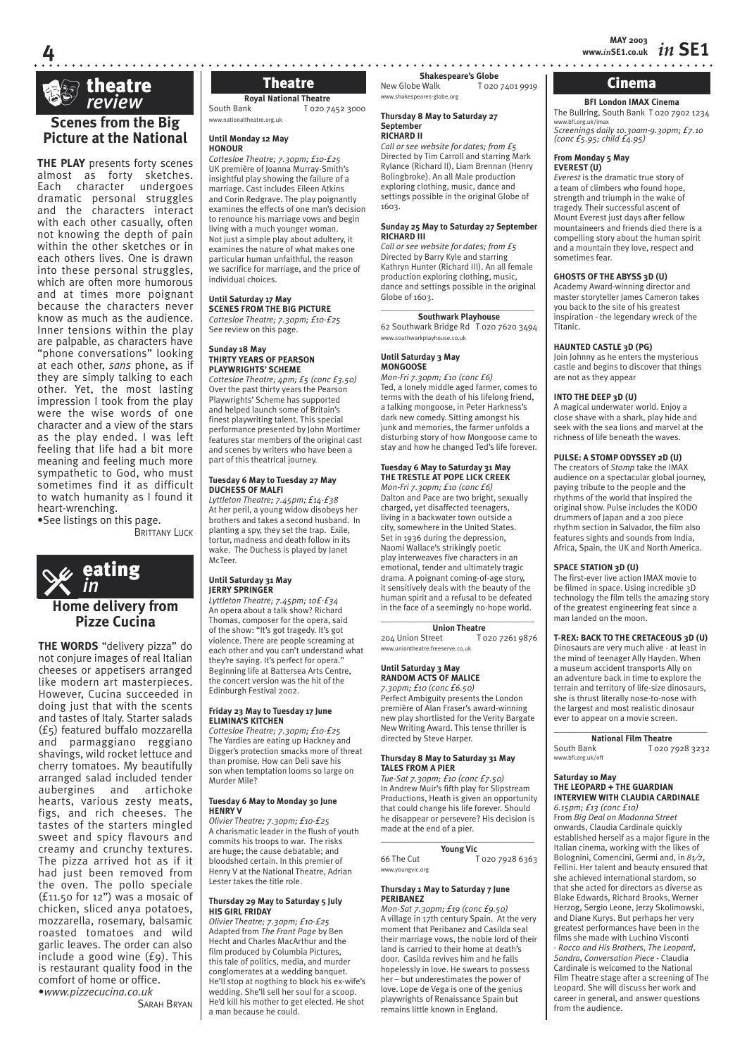# theatre *review*

## Scenes from the Big Picture at the National

**THE PLAY** presents forty scenes almost as forty sketches. Each character undergoes dramatic personal struggles and the characters interact with each other casually, often not knowing the depth of pain within the other sketches or in each others lives. One is drawn into these personal struggles, which are often more humorous and at times more poignant because the characters never know as much as the audience. Inner tensions within the play are palpable, as characters have "phone conversations" looking at each other, *sans* phone, as if they are simply talking to each other. Yet, the most lasting impression I took from the play were the wise words of one character and a view of the stars as the play ended. I was left feeling that life had a bit more meaning and feeling much more sympathetic to God, who must sometimes find it as difficult to watch humanity as I found it heart-wrenching.

•See listings on this page.

BRITTANY LUCK

# eating *in*

## Home delivery from Pizze Cucina

**THE WORDS** "delivery pizza" do not conjure images of real Italian cheeses or appetisers arranged like modern art masterpieces. However, Cucina succeeded in doing just that with the scents and tastes of Italy. Starter salads (£5) featured buffalo mozzarella and parmaggiano reggiano shavings, wild rocket lettuce and cherry tomatoes. My beautifully arranged salad included tender aubergines and artichoke hearts, various zesty meats, figs, and rich cheeses. The tastes of the starters mingled sweet and spicy flavours and creamy and crunchy textures. The pizza arrived hot as if it had just been removed from the oven. The pollo speciale (£11.50 for 12") was a mosaic of chicken, sliced anya potatoes, mozzarella, rosemary, balsamic roasted tomatoes and wild garlic leaves. The order can also include a good wine (£9). This is restaurant quality food in the comfort of home or office.

•*www.pizzecucina.co.uk*

SARAH BRYAN

# Theatre

### Royal National Theatre

South Bank T 020 7452 3000
www.nationaltheatre.org.uk

**Until Monday 12 May**
**HONOUR**
*Cottesloe Theatre; 7.30pm; £10-£25*
UK première of Joanna Murray-Smith's insightful play showing the failure of a marriage. Cast includes Eileen Atkins and Corin Redgrave. The play poignantly examines the effects of one man's decision to renounce his marriage vows and begin living with a much younger woman. Not just a simple play about adultery, it examines the nature of what makes one particular human unfaithful, the reason we sacrifice for marriage, and the price of individual choices.

**Until Saturday 17 May**
**SCENES FROM THE BIG PICTURE**
*Cottesloe Theatre; 7.30pm; £10-£25*
See review on this page.

**Sunday 18 May**
**THIRTY YEARS OF PEARSON PLAYWRIGHTS' SCHEME**
*Cottesloe Theatre; 4pm; £5 (conc £3.50)*
Over the past thirty years the Pearson Playwrights' Scheme has supported and helped launch some of Britain's finest playwriting talent. This special performance presented by John Mortimer features star members of the original cast and scenes by writers who have been a part of this theatrical journey.

**Tuesday 6 May to Tuesday 27 May**
**DUCHESS OF MALFI**
*Lyttleton Theatre; 7.45pm; £14-£38*
At her peril, a young widow disobeys her brothers and takes a second husband. In planting a spy, they set the trap. Exile, tortur, madness and death follow in its wake. The Duchess is played by Janet McTeer.

**Until Saturday 31 May**
**JERRY SPRINGER**
*Lyttleton Theatre; 7.45pm; 10£-£34*
An opera about a talk show? Richard Thomas, composer for the opera, said of the show: "It's got tragedy. It's got violence. There are people screaming at each other and you can't understand what they're saying. It's perfect for opera." Beginning life at Battersea Arts Centre, the concert version was the hit of the Edinburgh Festival 2002.

**Friday 23 May to Tuesday 17 June**
**ELIMINA'S KITCHEN**
*Cottesloe Theatre; 7.30pm; £10-£25*
The Yardies are eating up Hackney and Digger's protection smacks more of threat than promise. How can Deli save his son when temptation looms so large on Murder Mile?

**Tuesday 6 May to Monday 30 June**
**HENRY V**
*Olivier Theatre; 7.30pm; £10-£25*
A charismatic leader in the flush of youth commits his troops to war. The risks are huge; the cause debatable; and bloodshed certain. In this premier of Henry V at the National Theatre, Adrian Lester takes the title role.

**Thursday 29 May to Saturday 5 July**
**HIS GIRL FRIDAY**
*Olivier Theatre; 7.30pm; £10-£25*
Adapted from *The Front Page* by Ben Hecht and Charles MacArthur and the film produced by Columbia Pictures, this tale of politics, media, and murder conglomerates at a wedding banquet. He'll stop at nogthing to block his ex-wife's wedding. She'll sell her soul for a scoop. He'd kill his mother to get elected. He shot a man because he could.

### Shakespeare's Globe

New Globe Walk T 020 7401 9919
www.shakespeares-globe.org

**Thursday 8 May to Saturday 27 September**
**RICHARD II**
*Call or see website for dates; from £5*
Directed by Tim Carroll and starring Mark Rylance (Richard II), Liam Brennan (Henry Bolingbroke). An all Male production exploring clothing, music, dance and settings possible in the original Globe of 1603.

**Sunday 25 May to Saturday 27 September**
**RICHARD III**
*Call or see website for dates; from £5*
Directed by Barry Kyle and starring Kathryn Hunter (Richard III). An all female production exploring clothing, music, dance and settings possible in the original Globe of 1603.

### Southwark Playhouse

62 Southwark Bridge Rd T 020 7620 3494
www.southwarkplayhouse.co.uk

**Until Saturday 3 May**
**MONGOOSE**
*Mon-Fri 7.30pm; £10 (conc £6)*
Ted, a lonely middle aged farmer, comes to terms with the death of his lifelong friend, a talking mongoose, in Peter Harkness's dark new comedy. Sitting amongst his junk and memories, the farmer unfolds a disturbing story of how Mongoose came to stay and how he changed Ted's life forever.

**Tuesday 6 May to Saturday 31 May**
**THE TRESTLE AT POPE LICK CREEK**
*Mon-Fri 7.30pm; £10 (conc £6)*
Dalton and Pace are two bright, sexually charged, yet disaffected teenagers, living in a backwater town outside a city, somewhere in the United States. Set in 1936 during the depression, Naomi Wallace's strikingly poetic play interweaves five characters in an emotional, tender and ultimately tragic drama. A poignant coming-of-age story, it sensitively deals with the beauty of the human spirit and a refusal to be defeated in the face of a seemingly no-hope world.

### Union Theatre

204 Union Street T 020 7261 9876
www.uniontheatre.freeserve.co.uk

**Until Saturday 3 May**
**RANDOM ACTS OF MALICE**
*7.30pm; £10 (conc £6.50)*
Perfect Ambiguity presents the London première of Alan Fraser's award-winning new play shortlisted for the Verity Bargate New Writing Award. This tense thriller is directed by Steve Harper.

**Thursday 8 May to Saturday 31 May**
**TALES FROM A PIER**
*Tue-Sat 7.30pm; £10 (conc £7.50)*
In Andrew Muir's fifth play for Slipstream Productions, Heath is given an opportunity that could change his life forever. Should he disappear or persevere? His decision is made at the end of a pier.

### Young Vic

66 The Cut T 020 7928 6363
www.youngvic.org

**Thursday 1 May to Saturday 7 June**
**PERIBANEZ**
*Mon-Sat 7.30pm; £19 (conc £9.50)*
A village in 17th century Spain. At the very moment that Peribanez and Casilda seal their marriage vows, the noble lord of their land is carried to their home at death's door. Casilda revives him and he falls hopelessly in love. He swears to possess her – but underestimates the power of love. Lope de Vega is one of the genius playwrights of Renaissance Spain but remains little known in England.

# Cinema

### BFI London IMAX Cinema

The Bullring, South Bank T 020 7902 1234
www.bfi.org.uk/imax
*Screenings daily 10.30am-9.30pm; £7.10 (conc £5.95; child £4.95)*

**From Monday 5 May**
**EVEREST (U)**
*Everest* is the dramatic true story of a team of climbers who found hope, strength and triumph in the wake of tragedy. Their successful ascent of Mount Everest just days after fellow mountaineers and friends died there is a compelling story about the human spirit and a mountain they love, respect and sometimes fear.

**GHOSTS OF THE ABYSS 3D (U)**
Academy Award-winning director and master storyteller James Cameron takes you back to the site of his greatest inspiration - the legendary wreck of the Titanic.

**HAUNTED CASTLE 3D (PG)**
Join Johnny as he enters the mysterious castle and begins to discover that things are not as they appear

**INTO THE DEEP 3D (U)**
A magical underwater world. Enjoy a close shave with a shark, play hide and seek with the sea lions and marvel at the richness of life beneath the waves.

**PULSE: A STOMP ODYSSEY 2D (U)**
The creators of *Stomp* take the IMAX audience on a spectacular global journey, paying tribute to the people and the rhythms of the world that inspired the original show. Pulse includes the KODO drummers of Japan and a 200 piece rhythm section in Salvador, the film also features sights and sounds from India, Africa, Spain, the UK and North America.

**SPACE STATION 3D (U)**
The first-ever live action IMAX movie to be filmed in space. Using incredible 3D technology the film tells the amazing story of the greatest engineering feat since a man landed on the moon.

**T-REX: BACK TO THE CRETACEOUS 3D (U)**
Dinosaurs are very much alive - at least in the mind of teenager Ally Hayden. When a museum accident transports Ally on an adventure back in time to explore the terrain and territory of life-size dinosaurs, she is thrust literally nose-to-nose with the largest and most realistic dinosaur ever to appear on a movie screen.

### National Film Theatre

South Bank T 020 7928 3232
www.bfi.org.uk/nft

**Saturday 10 May**
**THE LEOPARD + THE GUARDIAN INTERVIEW WITH CLAUDIA CARDINALE**
*6.15pm; £13 (conc £10)*
From *Big Deal on Madonna Street* onwards, Claudia Cardinale quickly established herself as a major figure in the Italian cinema, working with the likes of Bolognini, Comencini, Germi and, in *8½*, Fellini. Her talent and beauty ensured that she achieved international stardom, so that she acted for directors as diverse as Blake Edwards, Richard Brooks, Werner Herzog, Sergio Leone, Jerzy Skolimowski, and Diane Kurys. But perhaps her very greatest performances have been in the films she made with Luchino Visconti - *Rocco and His Brothers*, *The Leopard*, *Sandra*, *Conversation Piece* - Claudia Cardinale is welcomed to the National Film Theatre stage after a screening of The Leopard. She will discuss her work and career in general, and answer questions from the audience.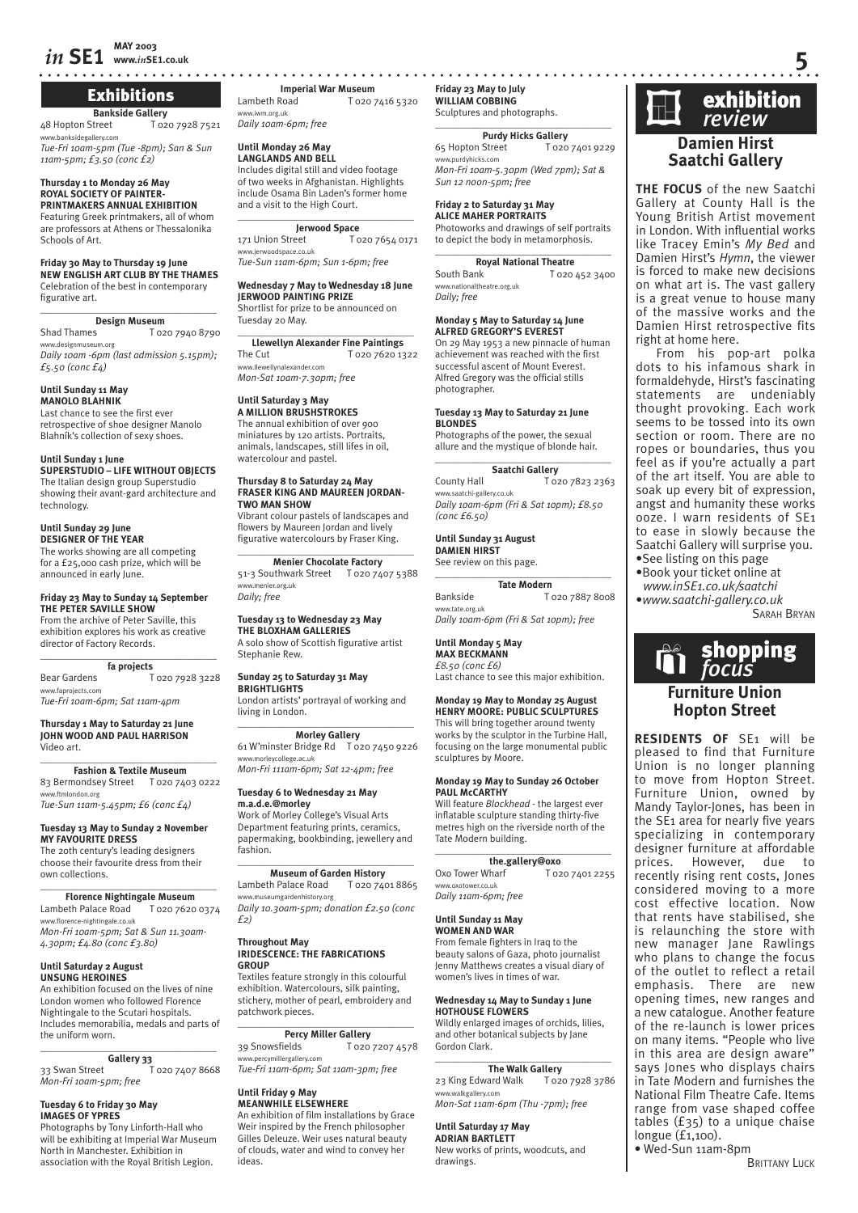## Exhibitions

### Bankside Gallery

48 Hopton Street T 020 7928 7521
www.banksidegallery.com
*Tue-Fri 10am-5pm (Tue -8pm); San & Sun 11am-5pm; £3.50 (conc £2)*

**Thursday 1 to Monday 26 May**
**ROYAL SOCIETY OF PAINTER-PRINTMAKERS ANNUAL EXHIBITION**
Featuring Greek printmakers, all of whom are professors at Athens or Thessalonika Schools of Art.

**Friday 30 May to Thursday 19 June**
**NEW ENGLISH ART CLUB BY THE THAMES**
Celebration of the best in contemporary figurative art.

### Design Museum

Shad Thames T 020 7940 8790
www.designmuseum.org
*Daily 10am -6pm (last admission 5.15pm); £5.50 (conc £4)*

**Until Sunday 11 May**
**MANOLO BLAHNIK**
Last chance to see the first ever retrospective of shoe designer Manolo Blahník's collection of sexy shoes.

**Until Sunday 1 June**
**SUPERSTUDIO – LIFE WITHOUT OBJECTS**
The Italian design group Superstudio showing their avant-gard architecture and technology.

**Until Sunday 29 June**
**DESIGNER OF THE YEAR**
The works showing are all competing for a £25,000 cash prize, which will be announced in early June.

**Friday 23 May to Sunday 14 September**
**THE PETER SAVILLE SHOW**
From the archive of Peter Saville, this exhibition explores his work as creative director of Factory Records.

### fa projects

Bear Gardens T 020 7928 3228
www.faprojects.com
*Tue-Fri 10am-6pm; Sat 11am-4pm*

**Thursday 1 May to Saturday 21 June**
**JOHN WOOD AND PAUL HARRISON**
Video art.

### Fashion & Textile Museum

83 Bermondsey Street T 020 7403 0222
www.ftmlondon.org
*Tue-Sun 11am-5.45pm; £6 (conc £4)*

**Tuesday 13 May to Sunday 2 November**
**MY FAVOURITE DRESS**
The 20th century's leading designers choose their favourite dress from their own collections.

### Florence Nightingale Museum

Lambeth Palace Road T 020 7620 0374
www.florence-nightingale.co.uk
*Mon-Fri 10am-5pm; Sat & Sun 11.30am-4.30pm; £4.80 (conc £3.80)*

**Until Saturday 2 August**
**UNSUNG HEROINES**
An exhibition focused on the lives of nine London women who followed Florence Nightingale to the Scutari hospitals. Includes memorabilia, medals and parts of the uniform worn.

### Gallery 33

33 Swan Street T 020 7407 8668
*Mon-Fri 10am-5pm; free*

**Tuesday 6 to Friday 30 May**
**IMAGES OF YPRES**
Photographs by Tony Linforth-Hall who will be exhibiting at Imperial War Museum North in Manchester. Exhibition in association with the Royal British Legion.

### Imperial War Museum

Lambeth Road T 020 7416 5320
www.iwm.org.uk
*Daily 10am-6pm; free*

**Until Monday 26 May**
**LANGLANDS AND BELL**
Includes digital still and video footage of two weeks in Afghanistan. Highlights include Osama Bin Laden's former home and a visit to the High Court.

### Jerwood Space

171 Union Street T 020 7654 0171
www.jerwoodspace.co.uk
*Tue-Sun 11am-6pm; Sun 1-6pm; free*

**Wednesday 7 May to Wednesday 18 June**
**JERWOOD PAINTING PRIZE**
Shortlist for prize to be announced on Tuesday 20 May.

### Llewellyn Alexander Fine Paintings

The Cut T 020 7620 1322
www.llewellynalexander.com
*Mon-Sat 10am-7.30pm; free*

**Until Saturday 3 May**
**A MILLION BRUSHSTROKES**
The annual exhibition of over 900 miniatures by 120 artists. Portraits, animals, landscapes, still lifes in oil, watercolour and pastel.

**Thursday 8 to Saturday 24 May**
**FRASER KING AND MAUREEN JORDAN-TWO MAN SHOW**
Vibrant colour pastels of landscapes and flowers by Maureen Jordan and lively figurative watercolours by Fraser King.

### Menier Chocolate Factory

51-3 Southwark Street T 020 7407 5388
www.menier.org.uk
*Daily; free*

**Tuesday 13 to Wednesday 23 May**
**THE BLOXHAM GALLERIES**
A solo show of Scottish figurative artist Stephanie Rew.

**Sunday 25 to Saturday 31 May**
**BRIGHTLIGHTS**
London artists' portrayal of working and living in London.

### Morley Gallery

61 W'minster Bridge Rd T 020 7450 9226
www.morleycollege.ac.uk
*Mon-Fri 111am-6pm; Sat 12-4pm; free*

**Tuesday 6 to Wednesday 21 May**
**m.a.d.e.@morley**
Work of Morley College's Visual Arts Department featuring prints, ceramics, papermaking, bookbinding, jewellery and fashion.

### Museum of Garden History

Lambeth Palace Road T 020 7401 8865
www.museumgardenhistory.org
*Daily 10.30am-5pm; donation £2.50 (conc £2)*

**Throughout May**
**IRIDESCENCE: THE FABRICATIONS GROUP**
Textiles feature strongly in this colourful exhibition. Watercolours, silk painting, stichery, mother of pearl, embroidery and patchwork pieces.

### Percy Miller Gallery

39 Snowsfields T 020 7207 4578
www.percymillergallery.com
*Tue-Fri 11am-6pm; Sat 11am-3pm; free*

**Until Friday 9 May**
**MEANWHILE ELSEWHERE**
An exhibition of film installations by Grace Weir inspired by the French philosopher Gilles Deleuze. Weir uses natural beauty of clouds, water and wind to convey her ideas.

**Friday 23 May to July**
**WILLIAM COBBING**
Sculptures and photographs.

### Purdy Hicks Gallery

65 Hopton Street T 020 7401 9229
www.purdyhicks.com
*Mon-Fri 10am-5.30pm (Wed 7pm); Sat & Sun 12 noon-5pm; free*

**Friday 2 to Saturday 31 May**
**ALICE MAHER PORTRAITS**
Photoworks and drawings of self portraits to depict the body in metamorphosis.

### Royal National Theatre

South Bank T 020 452 3400
www.nationaltheatre.org.uk
*Daily; free*

**Monday 5 May to Saturday 14 June**
**ALFRED GREGORY'S EVEREST**
On 29 May 1953 a new pinnacle of human achievement was reached with the first successful ascent of Mount Everest. Alfred Gregory was the official stills photographer.

**Tuesday 13 May to Saturday 21 June**
**BLONDES**
Photographs of the power, the sexual allure and the mystique of blonde hair.

### Saatchi Gallery

County Hall T 020 7823 2363
www.saatchi-gallery.co.uk
*Daily 10am-6pm (Fri & Sat 10pm); £8.50 (conc £6.50)*

**Until Sunday 31 August**
**DAMIEN HIRST**
See review on this page.

### Tate Modern

Bankside T 020 7887 8008
www.tate.org.uk
*Daily 10am-6pm (Fri & Sat 10pm); free*

**Until Monday 5 May**
**MAX BECKMANN**
*£8.50 (conc £6)*
Last chance to see this major exhibition.

**Monday 19 May to Monday 25 August**
**HENRY MOORE: PUBLIC SCULPTURES**
This will bring together around twenty works by the sculptor in the Turbine Hall, focusing on the large monumental public sculptures by Moore.

**Monday 19 May to Sunday 26 October**
**PAUL McCARTHY**
Will feature *Blockhead* - the largest ever inflatable sculpture standing thirty-five metres high on the riverside north of the Tate Modern building.

### the.gallery@oxo

Oxo Tower Wharf T 020 7401 2255
www.oxotower.co.uk
*Daily 11am-6pm; free*

**Until Sunday 11 May**
**WOMEN AND WAR**
From female fighters in Iraq to the beauty salons of Gaza, photo journalist Jenny Matthews creates a visual diary of women's lives in times of war.

**Wednesday 14 May to Sunday 1 June**
**HOTHOUSE FLOWERS**
Wildly enlarged images of orchids, lilies, and other botanical subjects by Jane Gordon Clark.

### The Walk Gallery

23 King Edward Walk T 020 7928 3786
www.walkgallery.com
*Mon-Sat 11am-6pm (Thu -7pm); free*

**Until Saturday 17 May**
**ADRIAN BARTLETT**
New works of prints, woodcuts, and drawings.

## exhibition *review*

### Damien Hirst Saatchi Gallery

**THE FOCUS** of the new Saatchi Gallery at County Hall is the Young British Artist movement in London. With influential works like Tracey Emin's *My Bed* and Damien Hirst's *Hymn*, the viewer is forced to make new decisions on what art is. The vast gallery is a great venue to house many of the massive works and the Damien Hirst retrospective fits right at home here.

From his pop-art polka dots to his infamous shark in formaldehyde, Hirst's fascinating statements are undeniably thought provoking. Each work seems to be tossed into its own section or room. There are no ropes or boundaries, thus you feel as if you're actually a part of the art itself. You are able to soak up every bit of expression, angst and humanity these works ooze. I warn residents of SE1 to ease in slowly because the Saatchi Gallery will surprise you.

- See listing on this page
- Book your ticket online at *www.inSE1.co.uk/saatchi*
- *www.saatchi-gallery.co.uk*

SARAH BRYAN

## shopping *focus*

### Furniture Union Hopton Street

**RESIDENTS OF** SE1 will be pleased to find that Furniture Union is no longer planning to move from Hopton Street. Furniture Union, owned by Mandy Taylor-Jones, has been in the SE1 area for nearly five years specializing in contemporary designer furniture at affordable prices. However, due to recently rising rent costs, Jones considered moving to a more cost effective location. Now that rents have stabilised, she is relaunching the store with new manager Jane Rawlings who plans to change the focus of the outlet to reflect a retail emphasis. There are new opening times, new ranges and a new catalogue. Another feature of the re-launch is lower prices on many items. "People who live in this area are design aware" says Jones who displays chairs in Tate Modern and furnishes the National Film Theatre Cafe. Items range from vase shaped coffee tables (£35) to a unique chaise longue (£1,100).

- Wed-Sun 11am-8pm

BRITTANY LUCK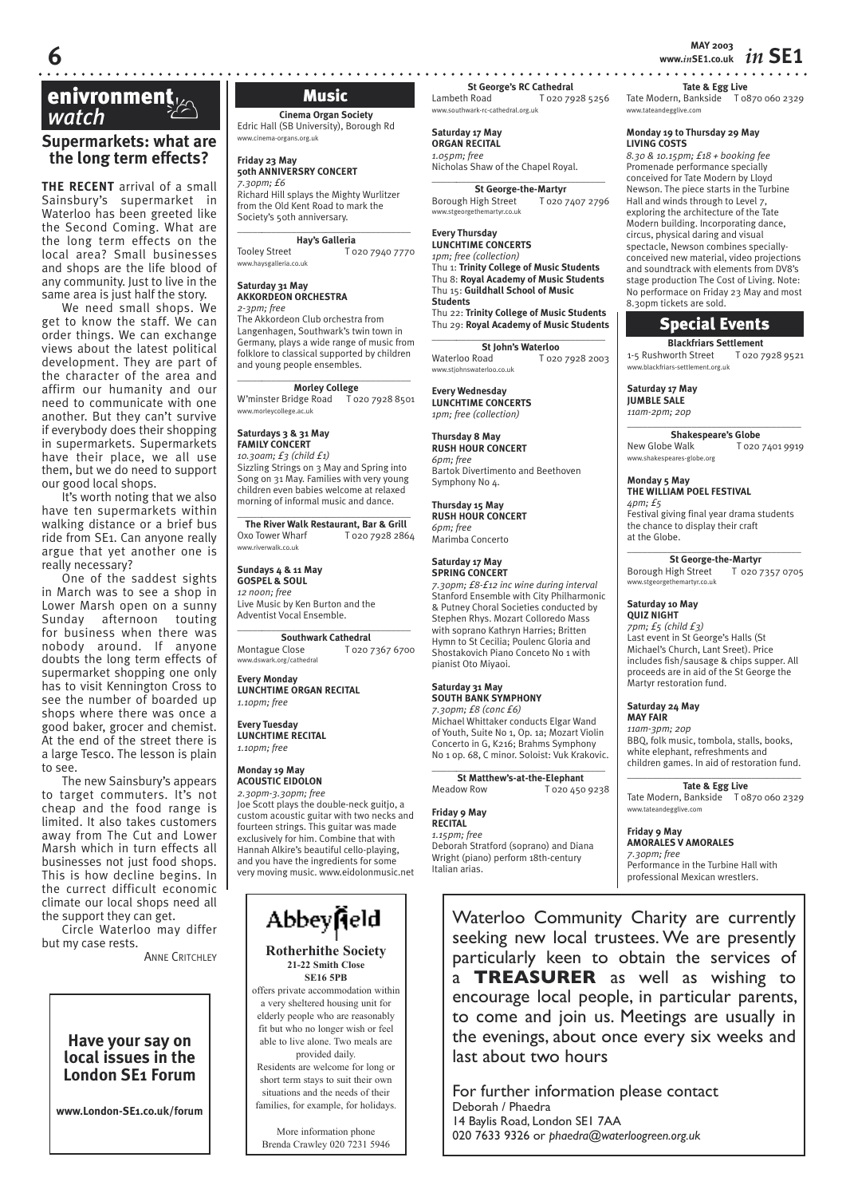# enivronment watch

## Supermarkets: what are the long term effects?

**THE RECENT** arrival of a small Sainsbury's supermarket in Waterloo has been greeted like the Second Coming. What are the long term effects on the local area? Small businesses and shops are the life blood of any community. Just to live in the same area is just half the story.

We need small shops. We get to know the staff. We can order things. We can exchange views about the latest political development. They are part of the character of the area and affirm our humanity and our need to communicate with one another. But they can't survive if everybody does their shopping in supermarkets. Supermarkets have their place, we all use them, but we do need to support our good local shops.

It's worth noting that we also have ten supermarkets within walking distance or a brief bus ride from SE1. Can anyone really argue that yet another one is really necessary?

One of the saddest sights in March was to see a shop in Lower Marsh open on a sunny Sunday afternoon touting for business when there was nobody around. If anyone doubts the long term effects of supermarket shopping one only has to visit Kennington Cross to see the number of boarded up shops where there was once a good baker, grocer and chemist. At the end of the street there is a large Tesco. The lesson is plain to see.

The new Sainsbury's appears to target commuters. It's not cheap and the food range is limited. It also takes customers away from The Cut and Lower Marsh which in turn effects all businesses not just food shops. This is how decline begins. In the currect difficult economic climate our local shops need all the support they can get.

Circle Waterloo may differ but my case rests.

ANNE CRITCHLEY

**Have your say on local issues in the London SE1 Forum**

**www.London-SE1.co.uk/forum**

# Music

**Cinema Organ Society**
Edric Hall (SB University), Borough Rd
www.cinema-organs.org.uk

**Friday 23 May**
**50th ANNIVERSRY CONCERT**
*7.30pm; £6*
Richard Hill splays the Mighty Wurlitzer from the Old Kent Road to mark the Society's 50th anniversary.

**Hay's Galleria**
Tooley Street T 020 7940 7770
www.haysgalleria.co.uk

**Saturday 31 May**
**AKKORDEON ORCHESTRA**
*2-3pm; free*
The Akkordeon Club orchestra from Langenhagen, Southwark's twin town in Germany, plays a wide range of music from folklore to classical supported by children and young people ensembles.

**Morley College**
W'minster Bridge Road T 020 7928 8501
www.morleycollege.ac.uk

**Saturdays 3 & 31 May**
**FAMILY CONCERT**
*10.30am; £3 (child £1)*
Sizzling Strings on 3 May and Spring into Song on 31 May. Families with very young children even babies welcome at relaxed morning of informal music and dance.

**The River Walk Restaurant, Bar & Grill**
Oxo Tower Wharf T 020 7928 2864
www.riverwalk.co.uk

**Sundays 4 & 11 May**
**GOSPEL & SOUL**
*12 noon; free*
Live Music by Ken Burton and the Adventist Vocal Ensemble.

**Southwark Cathedral**
Montague Close T 020 7367 6700
www.dswark.org/cathedral

**Every Monday**
**LUNCHTIME ORGAN RECITAL**
*1.10pm; free*

**Every Tuesday**
**LUNCHTIME RECITAL**
*1.10pm; free*

**Monday 19 May**
**ACOUSTIC EIDOLON**
*2.30pm-3.30pm; free*
Joe Scott plays the double-neck guitjo, a custom acoustic guitar with two necks and fourteen strings. This guitar was made exclusively for him. Combine that with Hannah Alkire's beautiful cello-playing, and you have the ingredients for some very moving music. www.eidolonmusic.net

**St George's RC Cathedral**
Lambeth Road T 020 7928 5256
www.southwark-rc-cathedral.org.uk

**Saturday 17 May**
**ORGAN RECITAL**
*1.05pm; free*
Nicholas Shaw of the Chapel Royal.

**St George-the-Martyr**
Borough High Street T 020 7407 2796
www.stgeorgethemartyr.co.uk

**Every Thursday**
**LUNCHTIME CONCERTS**
*1pm; free (collection)*
Thu 1: **Trinity College of Music Students**
Thu 8: **Royal Academy of Music Students**
Thu 15: **Guildhall School of Music Students**
Thu 22: **Trinity College of Music Students**
Thu 29: **Royal Academy of Music Students**

**St John's Waterloo**
Waterloo Road T 020 7928 2003
www.stjohnswaterloo.co.uk

**Every Wednesday**
**LUNCHTIME CONCERTS**
*1pm; free (collection)*

**Thursday 8 May**
**RUSH HOUR CONCERT**
*6pm; free*
Bartok Divertimento and Beethoven Symphony No 4.

**Thursday 15 May**
**RUSH HOUR CONCERT**
*6pm; free*
Marimba Concerto

**Saturday 17 May**
**SPRING CONCERT**
*7.30pm; £8-£12 inc wine during interval*
Stanford Ensemble with City Philharmonic & Putney Choral Societies conducted by Stephen Rhys. Mozart Colloredo Mass with soprano Kathryn Harries; Britten Hymn to St Cecilia; Poulenc Gloria and Shostakovich Piano Conceto No 1 with pianist Oto Miyaoi.

**Saturday 31 May**
**SOUTH BANK SYMPHONY**
*7.30pm; £8 (conc £6)*
Michael Whittaker conducts Elgar Wand of Youth, Suite No 1, Op. 1a; Mozart Violin Concerto in G, K216; Brahms Symphony No 1 op. 68, C minor. Soloist: Vuk Krakovic.

**St Matthew's-at-the-Elephant**
Meadow Row T 020 450 9238

**Friday 9 May**
**RECITAL**
*1.15pm; free*
Deborah Stratford (soprano) and Diana Wright (piano) perform 18th-century Italian arias.

**Tate & Egg Live**
Tate Modern, Bankside T 0870 060 2329
www.tateandegglive.com

**Monday 19 to Thursday 29 May**
**LIVING COSTS**
*8.30 & 10.15pm; £18 + booking fee*
Promenade performance specially conceived for Tate Modern by Lloyd Newson. The piece starts in the Turbine Hall and winds through to Level 7, exploring the architecture of the Tate Modern building. Incorporating dance, circus, physical daring and visual spectacle, Newson combines specially-conceived new material, video projections and soundtrack with elements from DV8's stage production The Cost of Living. Note: No performace on Friday 23 May and most 8.30pm tickets are sold.

# Special Events

**Blackfriars Settlement**
1-5 Rushworth Street T 020 7928 9521
www.blackfriars-settlement.org.uk

**Saturday 17 May**
**JUMBLE SALE**
*11am-2pm; 20p*

**Shakespeare's Globe**
New Globe Walk T 020 7401 9919
www.shakespeares-globe.org

**Monday 5 May**
**THE WILLIAM POEL FESTIVAL**
*4pm; £5*
Festival giving final year drama students the chance to display their craft at the Globe.

**St George-the-Martyr**
Borough High Street T 020 7357 0705
www.stgeorgethemartyr.co.uk

**Saturday 10 May**
**QUIZ NIGHT**
*7pm; £5 (child £3)*
Last event in St George's Halls (St Michael's Church, Lant Sreet). Price includes fish/sausage & chips supper. All proceeds are in aid of the St George the Martyr restoration fund.

**Saturday 24 May**
**MAY FAIR**
*11am-3pm; 20p*
BBQ, folk music, tombola, stalls, books, white elephant, refreshments and children games. In aid of restoration fund.

**Tate & Egg Live**
Tate Modern, Bankside T 0870 060 2329
www.tateandegglive.com

**Friday 9 May**
**AMORALES V AMORALES**
*7.30pm; free*
Performance in the Turbine Hall with professional Mexican wrestlers.

---

**Abbeyfield**

**Rotherhithe Society**
**21-22 Smith Close**
**SE16 5PB**

offers private accommodation within a very sheltered housing unit for elderly people who are reasonably fit but who no longer wish or feel able to live alone. Two meals are provided daily.
Residents are welcome for long or short term stays to suit their own situations and the needs of their families, for example, for holidays.

More information phone
Brenda Crawley 020 7231 5946

---

Waterloo Community Charity are currently seeking new local trustees. We are presently particularly keen to obtain the services of a **TREASURER** as well as wishing to encourage local people, in particular parents, to come and join us. Meetings are usually in the evenings, about once every six weeks and last about two hours

For further information please contact
Deborah / Phaedra
14 Baylis Road, London SE1 7AA
020 7633 9326 or *phaedra@waterloogreen.org.uk*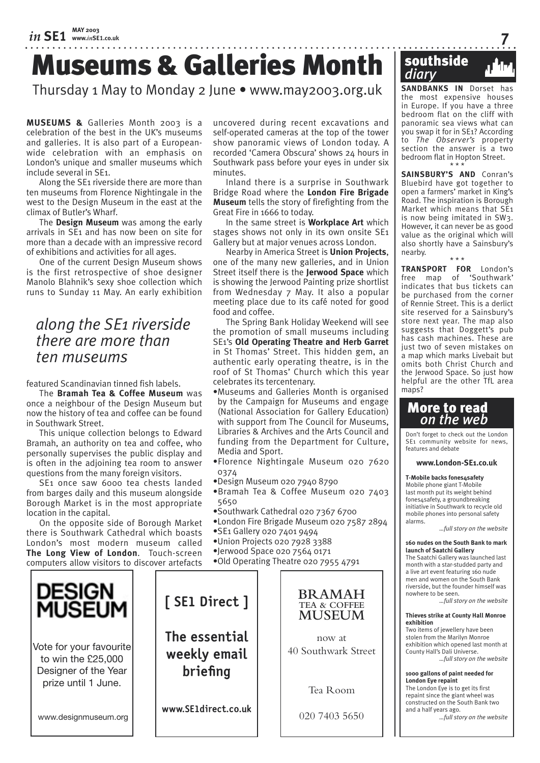# Museums & Galleries Month

Thursday 1 May to Monday 2 June • www.may2003.org.uk

**MUSEUMS &** Galleries Month 2003 is a celebration of the best in the UK's museums and galleries. It is also part of a European-wide celebration with an emphasis on London's unique and smaller museums which include several in SE1.

Along the SE1 riverside there are more than ten museums from Florence Nightingale in the west to the Design Museum in the east at the climax of Butler's Wharf.

The **Design Museum** was among the early arrivals in SE1 and has now been on site for more than a decade with an impressive record of exhibitions and activities for all ages.

One of the current Design Museum shows is the first retrospective of shoe designer Manolo Blahnik's sexy shoe collection which runs to Sunday 11 May. An early exhibition featured Scandinavian tinned fish labels.

*along the SE1 riverside there are more than ten museums*

The **Bramah Tea & Coffee Museum** was once a neighbour of the Design Museum but now the history of tea and coffee can be found in Southwark Street.

This unique collection belongs to Edward Bramah, an authority on tea and coffee, who personally supervises the public display and is often in the adjoining tea room to answer questions from the many foreign visitors.

SE1 once saw 6000 tea chests landed from barges daily and this museum alongside Borough Market is in the most appropriate location in the capital.

On the opposite side of Borough Market there is Southwark Cathedral which boasts London's most modern museum called **The Long View of London**. Touch-screen computers allow visitors to discover artefacts uncovered during recent excavations and self-operated cameras at the top of the tower show panoramic views of London today. A recorded 'Camera Obscura' shows 24 hours in Southwark pass before your eyes in under six minutes.

Inland there is a surprise in Southwark Bridge Road where the **London Fire Brigade Museum** tells the story of firefighting from the Great Fire in 1666 to today.

In the same street is **Workplace Art** which stages shows not only in its own onsite SE1 Gallery but at major venues across London.

Nearby in America Street is **Union Projects**, one of the many new galleries, and in Union Street itself there is the **Jerwood Space** which is showing the Jerwood Painting prize shortlist from Wednesday 7 May. It also a popular meeting place due to its café noted for good food and coffee.

The Spring Bank Holiday Weekend will see the promotion of small museums including SE1's **Old Operating Theatre and Herb Garret** in St Thomas' Street. This hidden gem, an authentic early operating theatre, is in the roof of St Thomas' Church which this year celebrates its tercentenary.

- Museums and Galleries Month is organised by the Campaign for Museums and engage (National Association for Gallery Education) with support from The Council for Museums, Libraries & Archives and the Arts Council and funding from the Department for Culture, Media and Sport.
- Florence Nightingale Museum 020 7620 0374
- Design Museum 020 7940 8790
- Bramah Tea & Coffee Museum 020 7403 5650
- Southwark Cathedral 020 7367 6700
- London Fire Brigade Museum 020 7587 2894
- SE1 Gallery 020 7401 9494
- Union Projects 020 7928 3388
- Jerwood Space 020 7564 0171
- Old Operating Theatre 020 7955 4791

**DESIGN MUSEUM**

Vote for your favourite to win the £25,000 Designer of the Year prize until 1 June.

www.designmuseum.org

**[ SE1 Direct ]**

**The essential weekly email briefing**

**www.SE1direct.co.uk**

**BRAMAH TEA & COFFEE MUSEUM**

now at 40 Southwark Street

Tea Room

020 7403 5650

## southside *diary*

**SANDBANKS IN** Dorset has the most expensive houses in Europe. If you have a three bedroom flat on the cliff with panoramic sea views what can you swap it for in SE1? According to *The Observer's* property section the answer is a two bedroom flat in Hopton Street.

\* \* \*

**SAINSBURY'S AND** Conran's Bluebird have got together to open a farmers' market in King's Road. The inspiration is Borough Market which means that SE1 is now being imitated in SW3. However, it can never be as good value as the original which will also shortly have a Sainsbury's nearby.

\* \* \*

**TRANSPORT FOR** London's free map of 'Southwark' indicates that bus tickets can be purchased from the corner of Rennie Street. This is a derlict site reserved for a Sainsbury's store next year. The map also suggests that Doggett's pub has cash machines. These are just two of seven mistakes on a map which marks Livebait but omits both Christ Church and the Jerwood Space. So just how helpful are the other TfL area maps?

## More to read *on the web*

Don't forget to check out the London SE1 community website for news, features and debate

**www.London-SE1.co.uk**

**T-Mobile backs fones4safety**
Mobile phone giant T-Mobile last month put its weight behind fones4safety, a groundbreaking initiative in Southwark to recycle old mobile phones into personal safety alarms.
*...full story on the website*

**160 nudes on the South Bank to mark launch of Saatchi Gallery**
The Saatchi Gallery was launched last month with a star-studded party and a live art event featuring 160 nude men and women on the South Bank riverside, but the founder himself was nowhere to be seen.
*...full story on the website*

**Thieves strike at County Hall Monroe exhibition**
Two items of jewellery have been stolen from the Marilyn Monroe exhibition which opened last month at County Hall's Dali Universe.
*...full story on the website*

**1000 gallons of paint needed for London Eye repaint**
The London Eye is to get its first repaint since the giant wheel was constructed on the South Bank two and a half years ago.
*...full story on the website*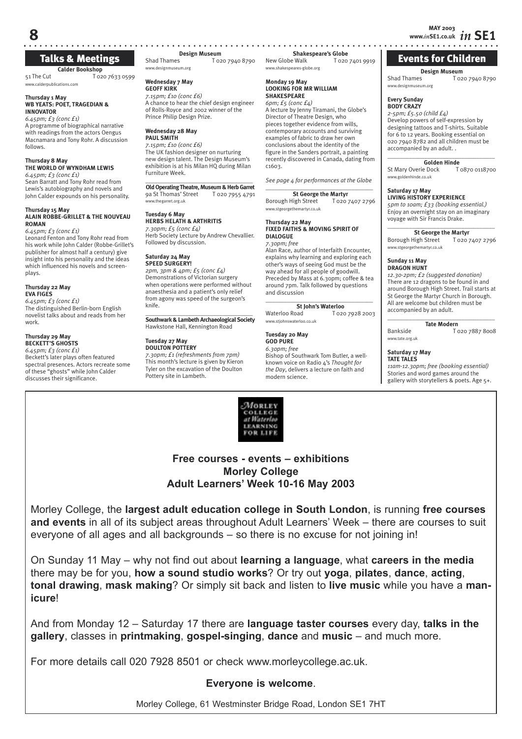## Talks & Meetings

**Calder Bookshop**
51 The Cut T 020 7633 0599
www.calderpublications.com

**Thursday 1 May**
**WB YEATS: POET, TRAGEDIAN & INNOVATOR**
*6.45pm; £3 (conc £1)*
A programme of biographical narrative with readings from the actors Oengus Macnamara and Tony Rohr. A discussion follows.

**Thursday 8 May**
**THE WORLD OF WYNDHAM LEWIS**
*6.45pm; £3 (conc £1)*
Sean Barratt and Tony Rohr read from Lewis's autobiography and novels and John Calder expounds on his personality.

**Thursday 15 May**
**ALAIN ROBBE-GRILLET & THE NOUVEAU ROMAN**
*6.45pm; £3 (conc £1)*
Leonard Fenton and Tony Rohr read from his work while John Calder (Robbe-Grillet's publisher for almost half a century) give insight into his personality and the ideas which influenced his novels and screenplays.

**Thursday 22 May**
**EVA FIGES**
*6.45pm; £3 (conc £1)*
The distinguished Berlin-born English novelist talks about and reads from her work.

**Thursday 29 May**
**BECKETT'S GHOSTS**
*6.45pm; £3 (conc £1)*
Beckett's later plays often featured spectral presences. Actors recreate some of these "ghosts" while John Calder discusses their significance.

**Design Museum**
Shad Thames T 020 7940 8790
www.designmuseum.org

**Wednesday 7 May**
**GEOFF KIRK**
*7.15pm; £10 (conc £6)*
A chance to hear the chief design engineer of Rolls-Royce and 2002 winner of the Prince Philip Design Prize.

**Wednesday 28 May**
**PAUL SMITH**
*7.15pm; £10 (conc £6)*
The UK fashion designer on nurturing new design talent. The Design Museum's exhibition is at his Milan HQ during Milan Furniture Week.

**Old Operating Theatre, Museum & Herb Garret**
9a St Thomas' Street T 020 7955 4791
www.thegarret.org.uk

**Tuesday 6 May**
**HERBS HELATH & ARTHRITIS**
*7.30pm; £5 (conc £4)*
Herb Society Lecture by Andrew Chevallier. Followed by discussion.

**Saturday 24 May**
**SPEED SURGERY!**
*2pm, 3pm & 4pm; £5 (conc £4)*
Demonstrations of Victorian surgery when operations were performed without anaesthesia and a patient's only relief from agony was speed of the surgeon's knife.

**Southwark & Lambeth Archaeological Society**
Hawkstone Hall, Kennington Road

**Tuesday 27 May**
**DOULTON POTTERY**
*7.30pm; £1 (refreshments from 7pm)*
This month's lecture is given by Kieron Tyler on the excavation of the Doulton Pottery site in Lambeth.

**Shakespeare's Globe**
New Globe Walk T 020 7401 9919
www.shakespeares-globe.org

**Monday 19 May**
**LOOKING FOR MR WILLIAM SHAKESPEARE**
*6pm; £5 (conc £4)*
A lecture by Jenny Tiramani, the Globe's Director of Theatre Design, who pieces together evidence from wills, contemporary accounts and surviving examples of fabric to draw her own conclusions about the identity of the figure in the Sanders portrait, a painting recently discovered in Canada, dating from c1603.

*See page 4 for performances at the Globe*

**St George the Martyr**
Borough High Street T 020 7407 2796
www.stgeorgethemartyr.co.uk

**Thursday 22 May**
**FIXED FAITHS & MOVING SPIRIT OF DIALOGUE**
*7.30pm; free*
Alan Race, author of Interfaith Encounter, explains why learning and exploring each other's ways of seeing God must be the way ahead for all people of goodwill. Preceded by Mass at 6.30pm; coffee & tea around 7pm. Talk followed by questions and discussion

**St John's Waterloo**
Waterloo Road T 020 7928 2003
www.stjohnswaterloo.co.uk

**Tuesday 20 May**
**GOD PURE**
*6.30pm; free*
Bishop of Southwark Tom Butler, a well-known voice on Radio 4's *Thought for the Day*, delivers a lecture on faith and modern science.

## Events for Children

**Design Museum**
Shad Thames T 020 7940 8790
www.designmuseum.org

**Every Sunday**
**BODY CRAZY**
*2-5pm; £5.50 (child £4)*
Develop powers of self-expression by designing tattoos and T-shirts. Suitable for 6 to 12 years. Booking essential on 020 7940 8782 and all children must be accompanied by an adult. .

**Golden Hinde**
St Mary Overie Dock T 0870 0118700
www.goldenhinde.co.uk

**Saturday 17 May**
**LIVING HISTORY EXPERIENCE**
*5pm to 10am; £33 (booking essential.)*
Enjoy an overnight stay on an imaginary voyage with Sir Francis Drake.

**St George the Martyr**
Borough High Street T 020 7407 2796
www.stgeorgethemartyr.co.uk

**Sunday 11 May**
**DRAGON HUNT**
*12.30-2pm; £2 (suggested donation)*
There are 12 dragons to be found in and around Borough High Street. Trail starts at St George the Martyr Church in Borough. All are welcome but children must be accompanied by an adult.

**Tate Modern**
Bankside T 020 7887 8008
www.tate.org.uk

**Saturday 17 May**
**TATE TALES**
*11am-12.30pm; free (booking essential)*
Stories and word games around the gallery with storytellers & poets. Age 5+.

---

Morley College at Waterloo Learning for Life

**Free courses - events – exhibitions**
**Morley College**
**Adult Learners' Week 10-16 May 2003**

Morley College, the **largest adult education college in South London**, is running **free courses and events** in all of its subject areas throughout Adult Learners' Week – there are courses to suit everyone of all ages and all backgrounds – so there is no excuse for not joining in!

On Sunday 11 May – why not find out about **learning a language**, what **careers in the media** there may be for you, **how a sound studio works**? Or try out **yoga**, **pilates**, **dance**, **acting**, **tonal drawing**, **mask making**? Or simply sit back and listen to **live music** while you have a **manicure**!

And from Monday 12 – Saturday 17 there are **language taster courses** every day, **talks in the gallery**, classes in **printmaking**, **gospel-singing**, **dance** and **music** – and much more.

For more details call 020 7928 8501 or check www.morleycollege.ac.uk.

**Everyone is welcome**.

Morley College, 61 Westminster Bridge Road, London SE1 7HT